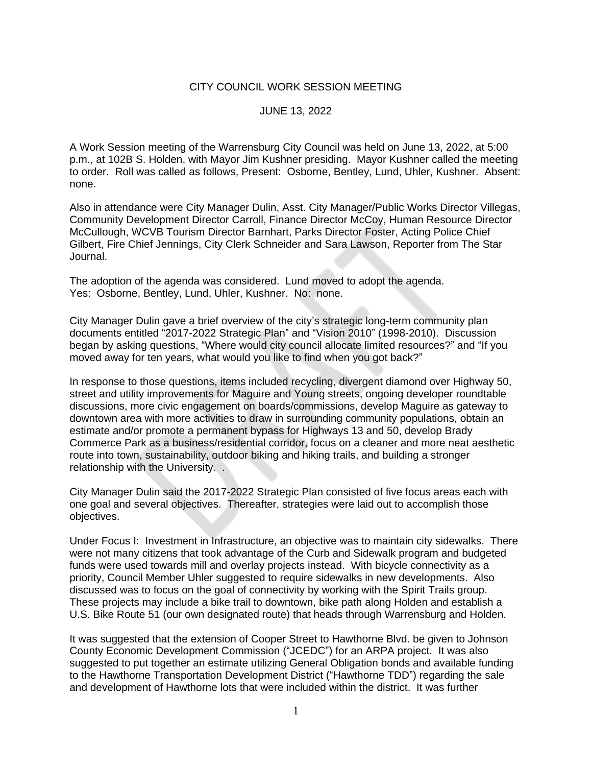# CITY COUNCIL WORK SESSION MEETING

## JUNE 13, 2022

A Work Session meeting of the Warrensburg City Council was held on June 13, 2022, at 5:00 p.m., at 102B S. Holden, with Mayor Jim Kushner presiding. Mayor Kushner called the meeting to order. Roll was called as follows, Present: Osborne, Bentley, Lund, Uhler, Kushner. Absent: none.

Also in attendance were City Manager Dulin, Asst. City Manager/Public Works Director Villegas, Community Development Director Carroll, Finance Director McCoy, Human Resource Director McCullough, WCVB Tourism Director Barnhart, Parks Director Foster, Acting Police Chief Gilbert, Fire Chief Jennings, City Clerk Schneider and Sara Lawson, Reporter from The Star Journal.

The adoption of the agenda was considered. Lund moved to adopt the agenda.
Yes: Osborne, Bentley, Lund, Uhler, Kushner. No: none.

City Manager Dulin gave a brief overview of the city's strategic long-term community plan documents entitled "2017-2022 Strategic Plan" and "Vision 2010" (1998-2010). Discussion began by asking questions, "Where would city council allocate limited resources?" and "If you moved away for ten years, what would you like to find when you got back?"

In response to those questions, items included recycling, divergent diamond over Highway 50, street and utility improvements for Maguire and Young streets, ongoing developer roundtable discussions, more civic engagement on boards/commissions, develop Maguire as gateway to downtown area with more activities to draw in surrounding community populations, obtain an estimate and/or promote a permanent bypass for Highways 13 and 50, develop Brady Commerce Park as a business/residential corridor, focus on a cleaner and more neat aesthetic route into town, sustainability, outdoor biking and hiking trails, and building a stronger relationship with the University. .

City Manager Dulin said the 2017-2022 Strategic Plan consisted of five focus areas each with one goal and several objectives. Thereafter, strategies were laid out to accomplish those objectives.

Under Focus I: Investment in Infrastructure, an objective was to maintain city sidewalks. There were not many citizens that took advantage of the Curb and Sidewalk program and budgeted funds were used towards mill and overlay projects instead. With bicycle connectivity as a priority, Council Member Uhler suggested to require sidewalks in new developments. Also discussed was to focus on the goal of connectivity by working with the Spirit Trails group. These projects may include a bike trail to downtown, bike path along Holden and establish a U.S. Bike Route 51 (our own designated route) that heads through Warrensburg and Holden.

It was suggested that the extension of Cooper Street to Hawthorne Blvd. be given to Johnson County Economic Development Commission ("JCEDC") for an ARPA project. It was also suggested to put together an estimate utilizing General Obligation bonds and available funding to the Hawthorne Transportation Development District ("Hawthorne TDD") regarding the sale and development of Hawthorne lots that were included within the district. It was further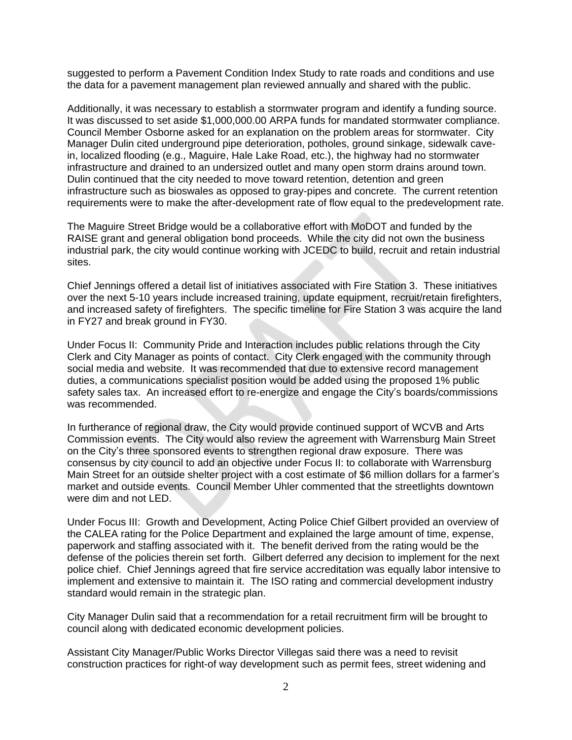suggested to perform a Pavement Condition Index Study to rate roads and conditions and use the data for a pavement management plan reviewed annually and shared with the public.

Additionally, it was necessary to establish a stormwater program and identify a funding source. It was discussed to set aside $1,000,000.00 ARPA funds for mandated stormwater compliance. Council Member Osborne asked for an explanation on the problem areas for stormwater. City Manager Dulin cited underground pipe deterioration, potholes, ground sinkage, sidewalk cave-in, localized flooding (e.g., Maguire, Hale Lake Road, etc.), the highway had no stormwater infrastructure and drained to an undersized outlet and many open storm drains around town. Dulin continued that the city needed to move toward retention, detention and green infrastructure such as bioswales as opposed to gray-pipes and concrete. The current retention requirements were to make the after-development rate of flow equal to the predevelopment rate.

The Maguire Street Bridge would be a collaborative effort with MoDOT and funded by the RAISE grant and general obligation bond proceeds. While the city did not own the business industrial park, the city would continue working with JCEDC to build, recruit and retain industrial sites.

Chief Jennings offered a detail list of initiatives associated with Fire Station 3. These initiatives over the next 5-10 years include increased training, update equipment, recruit/retain firefighters, and increased safety of firefighters. The specific timeline for Fire Station 3 was acquire the land in FY27 and break ground in FY30.

Under Focus II: Community Pride and Interaction includes public relations through the City Clerk and City Manager as points of contact. City Clerk engaged with the community through social media and website. It was recommended that due to extensive record management duties, a communications specialist position would be added using the proposed 1% public safety sales tax. An increased effort to re-energize and engage the City's boards/commissions was recommended.

In furtherance of regional draw, the City would provide continued support of WCVB and Arts Commission events. The City would also review the agreement with Warrensburg Main Street on the City's three sponsored events to strengthen regional draw exposure. There was consensus by city council to add an objective under Focus II: to collaborate with Warrensburg Main Street for an outside shelter project with a cost estimate of $6 million dollars for a farmer's market and outside events. Council Member Uhler commented that the streetlights downtown were dim and not LED.

Under Focus III: Growth and Development, Acting Police Chief Gilbert provided an overview of the CALEA rating for the Police Department and explained the large amount of time, expense, paperwork and staffing associated with it. The benefit derived from the rating would be the defense of the policies therein set forth. Gilbert deferred any decision to implement for the next police chief. Chief Jennings agreed that fire service accreditation was equally labor intensive to implement and extensive to maintain it. The ISO rating and commercial development industry standard would remain in the strategic plan.

City Manager Dulin said that a recommendation for a retail recruitment firm will be brought to council along with dedicated economic development policies.

Assistant City Manager/Public Works Director Villegas said there was a need to revisit construction practices for right-of way development such as permit fees, street widening and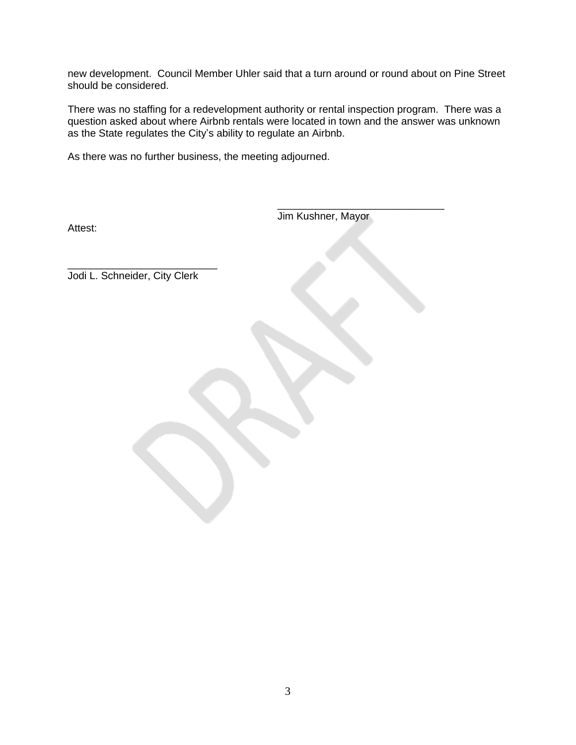new development. Council Member Uhler said that a turn around or round about on Pine Street should be considered.

There was no staffing for a redevelopment authority or rental inspection program. There was a question asked about where Airbnb rentals were located in town and the answer was unknown as the State regulates the City's ability to regulate an Airbnb.

As there was no further business, the meeting adjourned.

\_\_\_\_\_\_\_\_\_\_\_\_\_\_\_\_\_\_\_\_\_\_\_\_\_\_\_\_\_\_
Jim Kushner, Mayor

Attest:

\_\_\_\_\_\_\_\_\_\_\_\_\_\_\_\_\_\_\_\_\_\_\_\_\_\_\_
Jodi L. Schneider, City Clerk

DRAFT